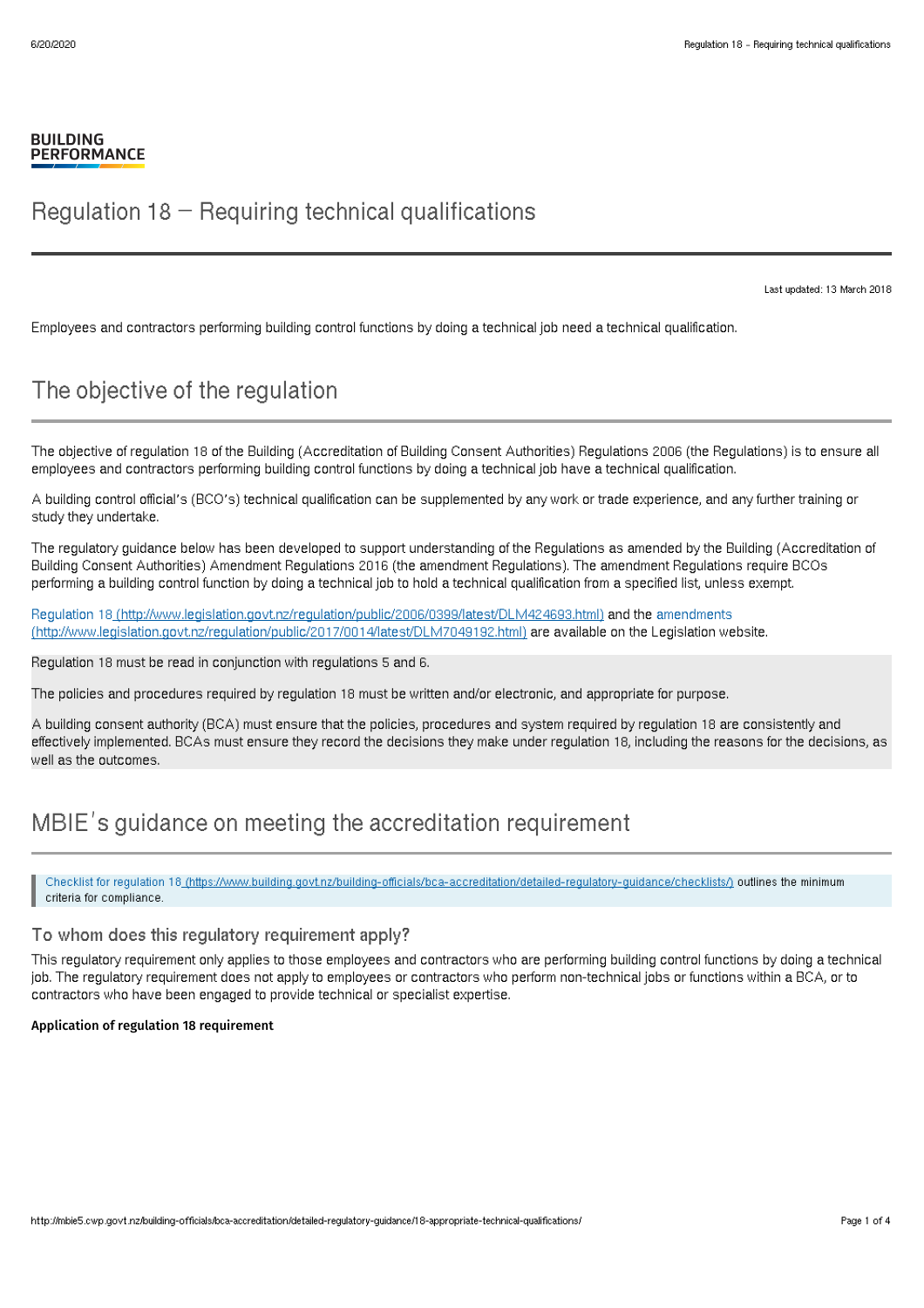BUILDING PERFORMANCE

# Regulation 18 – Requiring technical qualifications

Last updated: 13 March 2018

Employees and contractors performing building control functions by doing a technical job need a technical qualification.

## The objective of the regulation

The objective of regulation 18 of the Building (Accreditation of Building Consent Authorities) Regulations 2006 (the Regulations) is to ensure all employees and contractors performing building control functions by doing a technical job have a technical qualification.

A building control official's (BCO's) technical qualification can be supplemented by any work or trade experience, and any further training or study they undertake.

The regulatory guidance below has been developed to support understanding of the Regulations as amended by the Building (Accreditation of Building Consent Authorities) Amendment Regulations 2016 (the amendment Regulations). The amendment Regulations require BCOs performing a building control function by doing a technical job to hold a technical qualification from a specified list, unless exempt.

[Regulation 18 (http://www.legislation.govt.nz/regulation/public/2006/0399/latest/DLM424693.html)](http://www.legislation.govt.nz/regulation/public/2006/0399/latest/DLM424693.html) and the [amendments (http://www.legislation.govt.nz/regulation/public/2017/0014/latest/DLM7049192.html)](http://www.legislation.govt.nz/regulation/public/2017/0014/latest/DLM7049192.html) are available on the Legislation website.

Regulation 18 must be read in conjunction with regulations 5 and 6.

The policies and procedures required by regulation 18 must be written and/or electronic, and appropriate for purpose.

A building consent authority (BCA) must ensure that the policies, procedures and system required by regulation 18 are consistently and effectively implemented. BCAs must ensure they record the decisions they make under regulation 18, including the reasons for the decisions, as well as the outcomes.

## MBIE's guidance on meeting the accreditation requirement

> [Checklist for regulation 18 (https://www.building.govt.nz/building-officials/bca-accreditation/detailed-regulatory-guidance/checklists/)](https://www.building.govt.nz/building-officials/bca-accreditation/detailed-regulatory-guidance/checklists/) outlines the minimum criteria for compliance.

### To whom does this regulatory requirement apply?

This regulatory requirement only applies to those employees and contractors who are performing building control functions by doing a technical job. The regulatory requirement does not apply to employees or contractors who perform non-technical jobs or functions within a BCA, or to contractors who have been engaged to provide technical or specialist expertise.

**Application of regulation 18 requirement**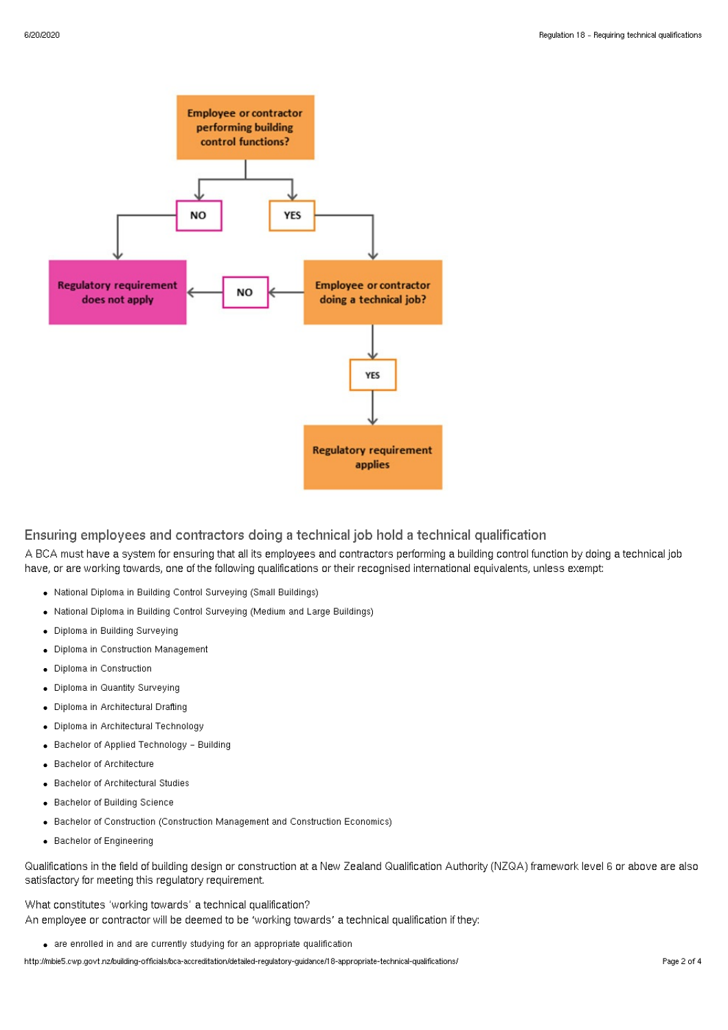Employee or contractor performing building control functions?

- NO → Regulatory requirement does not apply
- YES → Employee or contractor doing a technical job?
  - NO → Regulatory requirement does not apply
  - YES → Regulatory requirement applies

## Ensuring employees and contractors doing a technical job hold a technical qualification

A BCA must have a system for ensuring that all its employees and contractors performing a building control function by doing a technical job have, or are working towards, one of the following qualifications or their recognised international equivalents, unless exempt:

- National Diploma in Building Control Surveying (Small Buildings)
- National Diploma in Building Control Surveying (Medium and Large Buildings)
- Diploma in Building Surveying
- Diploma in Construction Management
- Diploma in Construction
- Diploma in Quantity Surveying
- Diploma in Architectural Drafting
- Diploma in Architectural Technology
- Bachelor of Applied Technology – Building
- Bachelor of Architecture
- Bachelor of Architectural Studies
- Bachelor of Building Science
- Bachelor of Construction (Construction Management and Construction Economics)
- Bachelor of Engineering

Qualifications in the field of building design or construction at a New Zealand Qualification Authority (NZQA) framework level 6 or above are also satisfactory for meeting this regulatory requirement.

What constitutes 'working towards' a technical qualification?

An employee or contractor will be deemed to be 'working towards' a technical qualification if they:

- are enrolled in and are currently studying for an appropriate qualification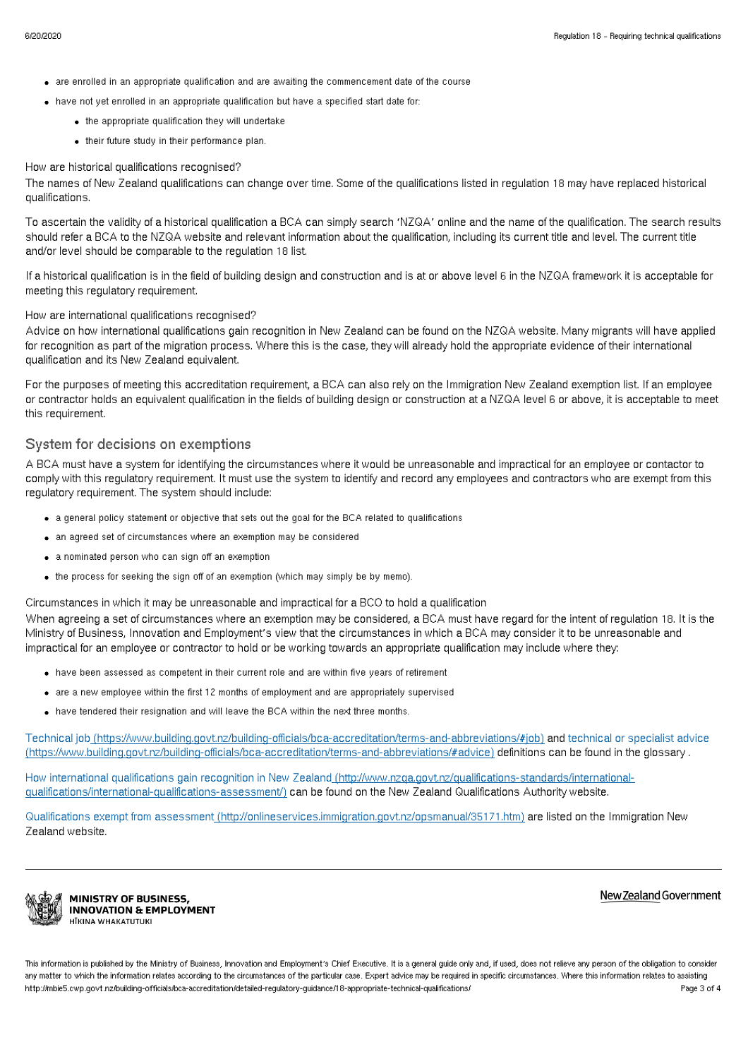- are enrolled in an appropriate qualification and are awaiting the commencement date of the course
- have not yet enrolled in an appropriate qualification but have a specified start date for:
  - the appropriate qualification they will undertake
  - their future study in their performance plan.

How are historical qualifications recognised?

The names of New Zealand qualifications can change over time. Some of the qualifications listed in regulation 18 may have replaced historical qualifications.

To ascertain the validity of a historical qualification a BCA can simply search 'NZQA' online and the name of the qualification. The search results should refer a BCA to the NZQA website and relevant information about the qualification, including its current title and level. The current title and/or level should be comparable to the regulation 18 list.

If a historical qualification is in the field of building design and construction and is at or above level 6 in the NZQA framework it is acceptable for meeting this regulatory requirement.

How are international qualifications recognised?

Advice on how international qualifications gain recognition in New Zealand can be found on the NZQA website. Many migrants will have applied for recognition as part of the migration process. Where this is the case, they will already hold the appropriate evidence of their international qualification and its New Zealand equivalent.

For the purposes of meeting this accreditation requirement, a BCA can also rely on the Immigration New Zealand exemption list. If an employee or contractor holds an equivalent qualification in the fields of building design or construction at a NZQA level 6 or above, it is acceptable to meet this requirement.

## System for decisions on exemptions

A BCA must have a system for identifying the circumstances where it would be unreasonable and impractical for an employee or contactor to comply with this regulatory requirement. It must use the system to identify and record any employees and contractors who are exempt from this regulatory requirement. The system should include:

- a general policy statement or objective that sets out the goal for the BCA related to qualifications
- an agreed set of circumstances where an exemption may be considered
- a nominated person who can sign off an exemption
- the process for seeking the sign off of an exemption (which may simply be by memo).

Circumstances in which it may be unreasonable and impractical for a BCO to hold a qualification

When agreeing a set of circumstances where an exemption may be considered, a BCA must have regard for the intent of regulation 18. It is the Ministry of Business, Innovation and Employment's view that the circumstances in which a BCA may consider it to be unreasonable and impractical for an employee or contractor to hold or be working towards an appropriate qualification may include where they:

- have been assessed as competent in their current role and are within five years of retirement
- are a new employee within the first 12 months of employment and are appropriately supervised
- have tendered their resignation and will leave the BCA within the next three months.

[Technical job (https://www.building.govt.nz/building-officials/bca-accreditation/terms-and-abbreviations/#job)](https://www.building.govt.nz/building-officials/bca-accreditation/terms-and-abbreviations/#job) and [technical or specialist advice (https://www.building.govt.nz/building-officials/bca-accreditation/terms-and-abbreviations/#advice)](https://www.building.govt.nz/building-officials/bca-accreditation/terms-and-abbreviations/#advice) definitions can be found in the glossary .

[How international qualifications gain recognition in New Zealand (http://www.nzqa.govt.nz/qualifications-standards/international-qualifications/international-qualifications-assessment/)](http://www.nzqa.govt.nz/qualifications-standards/international-qualifications/international-qualifications-assessment/) can be found on the New Zealand Qualifications Authority website.

[Qualifications exempt from assessment (http://onlineservices.immigration.govt.nz/opsmanual/35171.htm)](http://onlineservices.immigration.govt.nz/opsmanual/35171.htm) are listed on the Immigration New Zealand website.

**MINISTRY OF BUSINESS, INNOVATION & EMPLOYMENT**
HĪKINA WHAKATUTUKI

New Zealand Government

This information is published by the Ministry of Business, Innovation and Employment's Chief Executive. It is a general guide only and, if used, does not relieve any person of the obligation to consider any matter to which the information relates according to the circumstances of the particular case. Expert advice may be required in specific circumstances. Where this information relates to assisting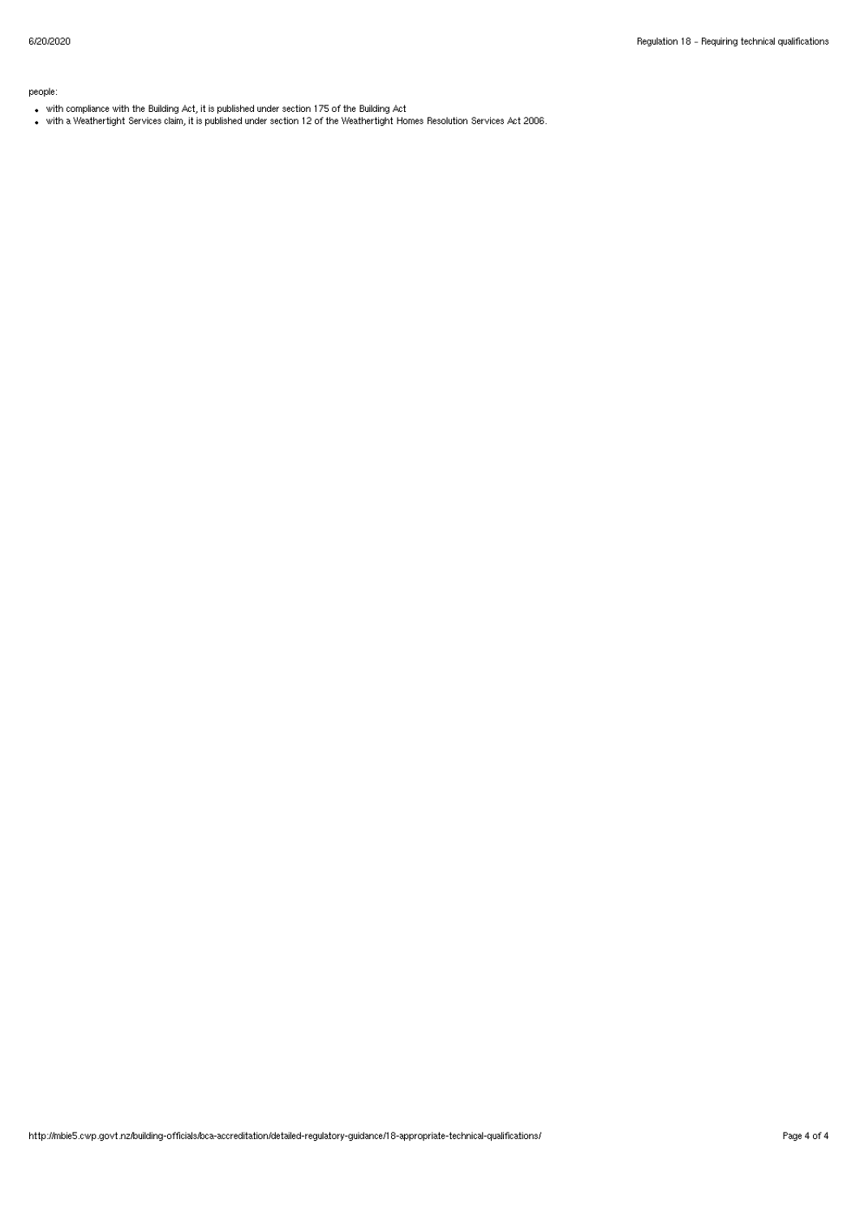people:

- with compliance with the Building Act, it is published under section 175 of the Building Act
- with a Weathertight Services claim, it is published under section 12 of the Weathertight Homes Resolution Services Act 2006.